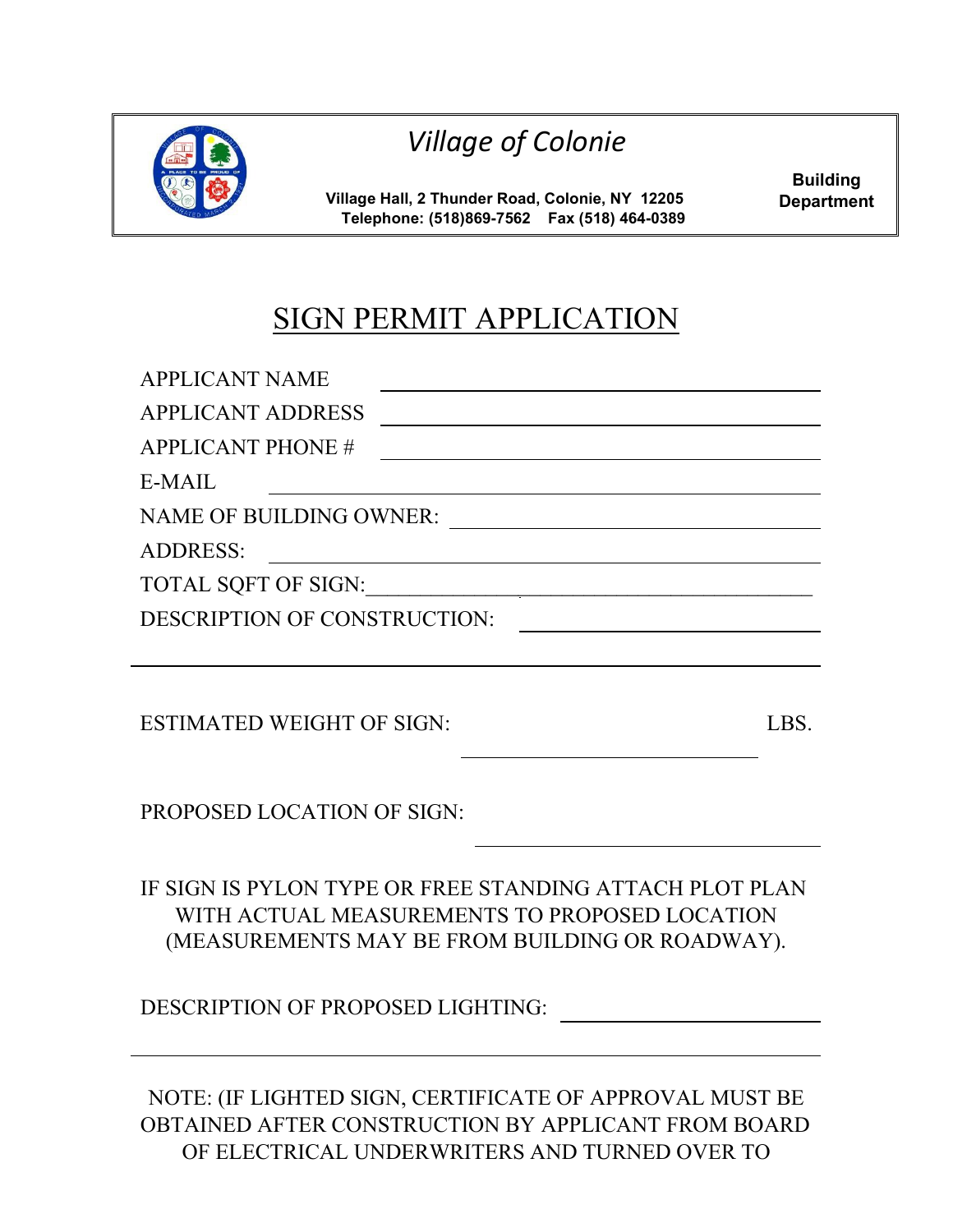# Village of Colonie

**Village Hall, 2 Thunder Road, Colonie, NY 12205**
**Telephone: (518)869-7562 Fax (518) 464-0389**

**Building Department**

## SIGN PERMIT APPLICATION

APPLICANT NAME ______________________________

APPLICANT ADDRESS ______________________________

APPLICANT PHONE # ______________________________

E-MAIL ______________________________

NAME OF BUILDING OWNER: ______________________________

ADDRESS: ______________________________

TOTAL SQFT OF SIGN: ______________________________

DESCRIPTION OF CONSTRUCTION: ______________________________

______________________________

ESTIMATED WEIGHT OF SIGN: ______________________________ LBS.

PROPOSED LOCATION OF SIGN: ______________________________

IF SIGN IS PYLON TYPE OR FREE STANDING ATTACH PLOT PLAN WITH ACTUAL MEASUREMENTS TO PROPOSED LOCATION (MEASUREMENTS MAY BE FROM BUILDING OR ROADWAY).

DESCRIPTION OF PROPOSED LIGHTING: ______________________________

______________________________

NOTE: (IF LIGHTED SIGN, CERTIFICATE OF APPROVAL MUST BE OBTAINED AFTER CONSTRUCTION BY APPLICANT FROM BOARD OF ELECTRICAL UNDERWRITERS AND TURNED OVER TO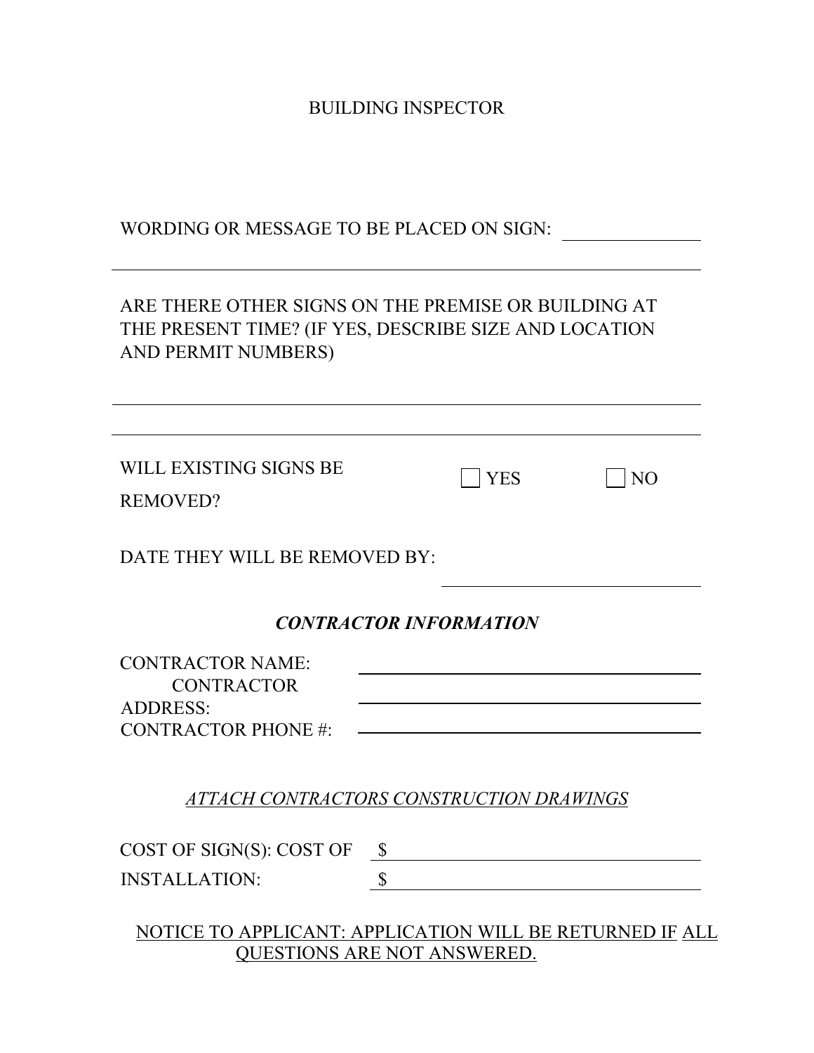BUILDING INSPECTOR

WORDING OR MESSAGE TO BE PLACED ON SIGN: \_\_\_\_\_\_\_\_\_\_\_\_\_\_\_

\_\_\_\_\_\_\_\_\_\_\_\_\_\_\_\_\_\_\_\_\_\_\_\_\_\_\_\_\_\_\_\_\_\_\_\_\_\_\_\_\_\_\_\_\_\_\_\_\_\_\_\_\_\_\_\_

ARE THERE OTHER SIGNS ON THE PREMISE OR BUILDING AT THE PRESENT TIME? (IF YES, DESCRIBE SIZE AND LOCATION AND PERMIT NUMBERS)

\_\_\_\_\_\_\_\_\_\_\_\_\_\_\_\_\_\_\_\_\_\_\_\_\_\_\_\_\_\_\_\_\_\_\_\_\_\_\_\_\_\_\_\_\_\_\_\_\_\_\_\_\_\_\_\_

\_\_\_\_\_\_\_\_\_\_\_\_\_\_\_\_\_\_\_\_\_\_\_\_\_\_\_\_\_\_\_\_\_\_\_\_\_\_\_\_\_\_\_\_\_\_\_\_\_\_\_\_\_\_\_\_

WILL EXISTING SIGNS BE REMOVED? ☐ YES ☐ NO

DATE THEY WILL BE REMOVED BY: \_\_\_\_\_\_\_\_\_\_\_\_\_\_\_\_\_\_\_\_\_\_\_\_\_\_

### ***CONTRACTOR INFORMATION***

CONTRACTOR NAME: \_\_\_\_\_\_\_\_\_\_\_\_\_\_\_\_\_\_\_\_\_\_\_\_\_\_\_\_\_\_\_\_\_\_

CONTRACTOR ADDRESS: \_\_\_\_\_\_\_\_\_\_\_\_\_\_\_\_\_\_\_\_\_\_\_\_\_\_\_\_\_\_\_\_\_\_

CONTRACTOR PHONE #: \_\_\_\_\_\_\_\_\_\_\_\_\_\_\_\_\_\_\_\_\_\_\_\_\_\_\_\_\_\_\_\_\_\_

*ATTACH CONTRACTORS CONSTRUCTION DRAWINGS*

COST OF SIGN(S): $ \_\_\_\_\_\_\_\_\_\_\_\_\_\_\_\_\_\_\_\_\_\_\_\_\_\_\_\_\_\_\_\_

COST OF INSTALLATION: $ \_\_\_\_\_\_\_\_\_\_\_\_\_\_\_\_\_\_\_\_\_\_\_\_\_\_\_\_\_\_\_\_

NOTICE TO APPLICANT: APPLICATION WILL BE RETURNED IF ALL QUESTIONS ARE NOT ANSWERED.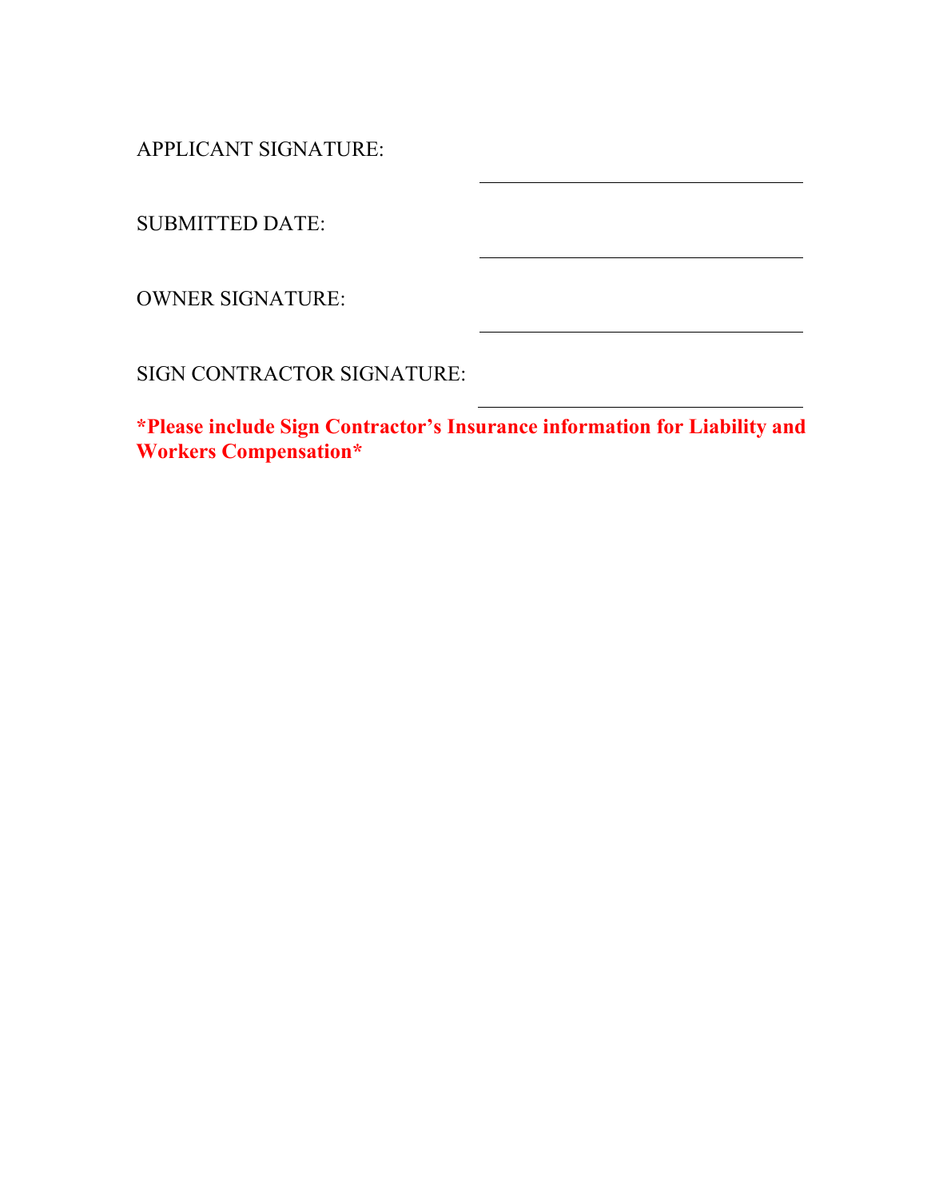APPLICANT SIGNATURE: ______________________________

SUBMITTED DATE: ______________________________

OWNER SIGNATURE: ______________________________

SIGN CONTRACTOR SIGNATURE: ______________________________

**\*Please include Sign Contractor's Insurance information for Liability and Workers Compensation\***